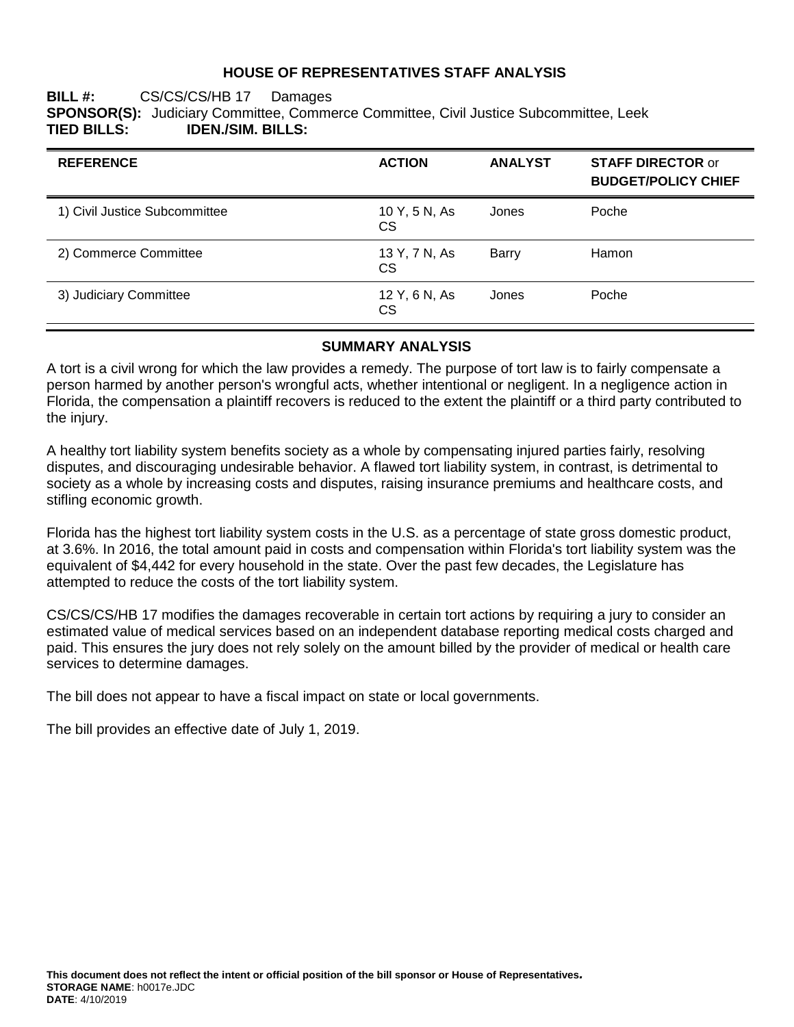# HOUSE OF REPRESENTATIVES STAFF ANALYSIS

**BILL #:** CS/CS/CS/HB 17 Damages
**SPONSOR(S):** Judiciary Committee, Commerce Committee, Civil Justice Subcommittee, Leek
**TIED BILLS:** **IDEN./SIM. BILLS:**

| REFERENCE | ACTION | ANALYST | STAFF DIRECTOR or BUDGET/POLICY CHIEF |
|---|---|---|---|
| 1) Civil Justice Subcommittee | 10 Y, 5 N, As CS | Jones | Poche |
| 2) Commerce Committee | 13 Y, 7 N, As CS | Barry | Hamon |
| 3) Judiciary Committee | 12 Y, 6 N, As CS | Jones | Poche |

## SUMMARY ANALYSIS

A tort is a civil wrong for which the law provides a remedy. The purpose of tort law is to fairly compensate a person harmed by another person's wrongful acts, whether intentional or negligent. In a negligence action in Florida, the compensation a plaintiff recovers is reduced to the extent the plaintiff or a third party contributed to the injury.

A healthy tort liability system benefits society as a whole by compensating injured parties fairly, resolving disputes, and discouraging undesirable behavior. A flawed tort liability system, in contrast, is detrimental to society as a whole by increasing costs and disputes, raising insurance premiums and healthcare costs, and stifling economic growth.

Florida has the highest tort liability system costs in the U.S. as a percentage of state gross domestic product, at 3.6%. In 2016, the total amount paid in costs and compensation within Florida's tort liability system was the equivalent of $4,442 for every household in the state. Over the past few decades, the Legislature has attempted to reduce the costs of the tort liability system.

CS/CS/CS/HB 17 modifies the damages recoverable in certain tort actions by requiring a jury to consider an estimated value of medical services based on an independent database reporting medical costs charged and paid. This ensures the jury does not rely solely on the amount billed by the provider of medical or health care services to determine damages.

The bill does not appear to have a fiscal impact on state or local governments.

The bill provides an effective date of July 1, 2019.

**This document does not reflect the intent or official position of the bill sponsor or House of Representatives.**
**STORAGE NAME**: h0017e.JDC
**DATE**: 4/10/2019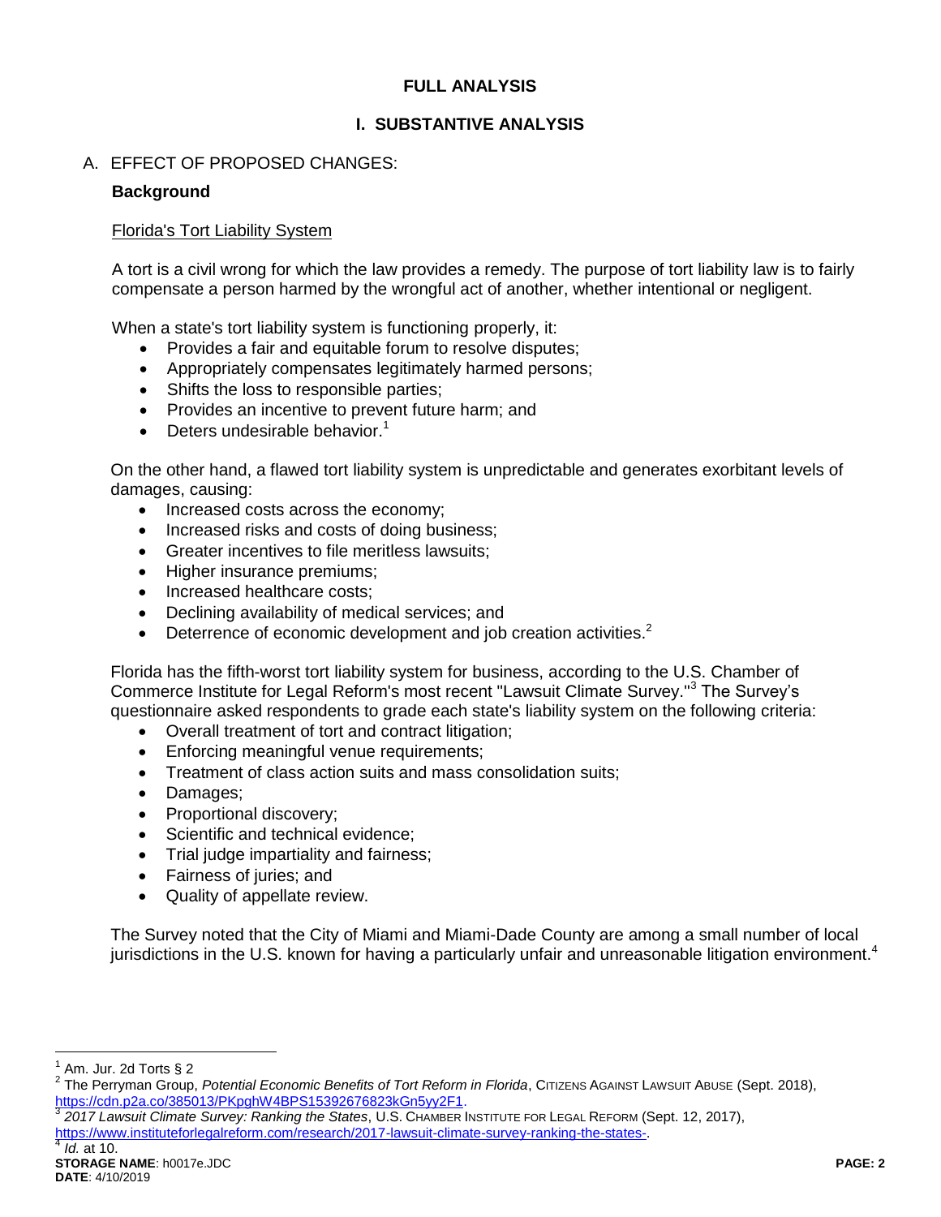# FULL ANALYSIS

## I. SUBSTANTIVE ANALYSIS

### A. EFFECT OF PROPOSED CHANGES:

**Background**

Florida's Tort Liability System

A tort is a civil wrong for which the law provides a remedy. The purpose of tort liability law is to fairly compensate a person harmed by the wrongful act of another, whether intentional or negligent.

When a state's tort liability system is functioning properly, it:

- Provides a fair and equitable forum to resolve disputes;
- Appropriately compensates legitimately harmed persons;
- Shifts the loss to responsible parties;
- Provides an incentive to prevent future harm; and
- Deters undesirable behavior.[1]

On the other hand, a flawed tort liability system is unpredictable and generates exorbitant levels of damages, causing:

- Increased costs across the economy;
- Increased risks and costs of doing business;
- Greater incentives to file meritless lawsuits;
- Higher insurance premiums;
- Increased healthcare costs;
- Declining availability of medical services; and
- Deterrence of economic development and job creation activities.[2]

Florida has the fifth-worst tort liability system for business, according to the U.S. Chamber of Commerce Institute for Legal Reform's most recent "Lawsuit Climate Survey."[3] The Survey's questionnaire asked respondents to grade each state's liability system on the following criteria:

- Overall treatment of tort and contract litigation;
- Enforcing meaningful venue requirements;
- Treatment of class action suits and mass consolidation suits;
- Damages;
- Proportional discovery;
- Scientific and technical evidence;
- Trial judge impartiality and fairness;
- Fairness of juries; and
- Quality of appellate review.

The Survey noted that the City of Miami and Miami-Dade County are among a small number of local jurisdictions in the U.S. known for having a particularly unfair and unreasonable litigation environment.[4]

---

[1] Am. Jur. 2d Torts § 2

[2] The Perryman Group, *Potential Economic Benefits of Tort Reform in Florida*, CITIZENS AGAINST LAWSUIT ABUSE (Sept. 2018), https://cdn.p2a.co/385013/PKpghW4BPS15392676823kGn5yy2F1.

[3] *2017 Lawsuit Climate Survey: Ranking the States*, U.S. CHAMBER INSTITUTE FOR LEGAL REFORM (Sept. 12, 2017), https://www.instituteforlegalreform.com/research/2017-lawsuit-climate-survey-ranking-the-states-.

[4] *Id.* at 10.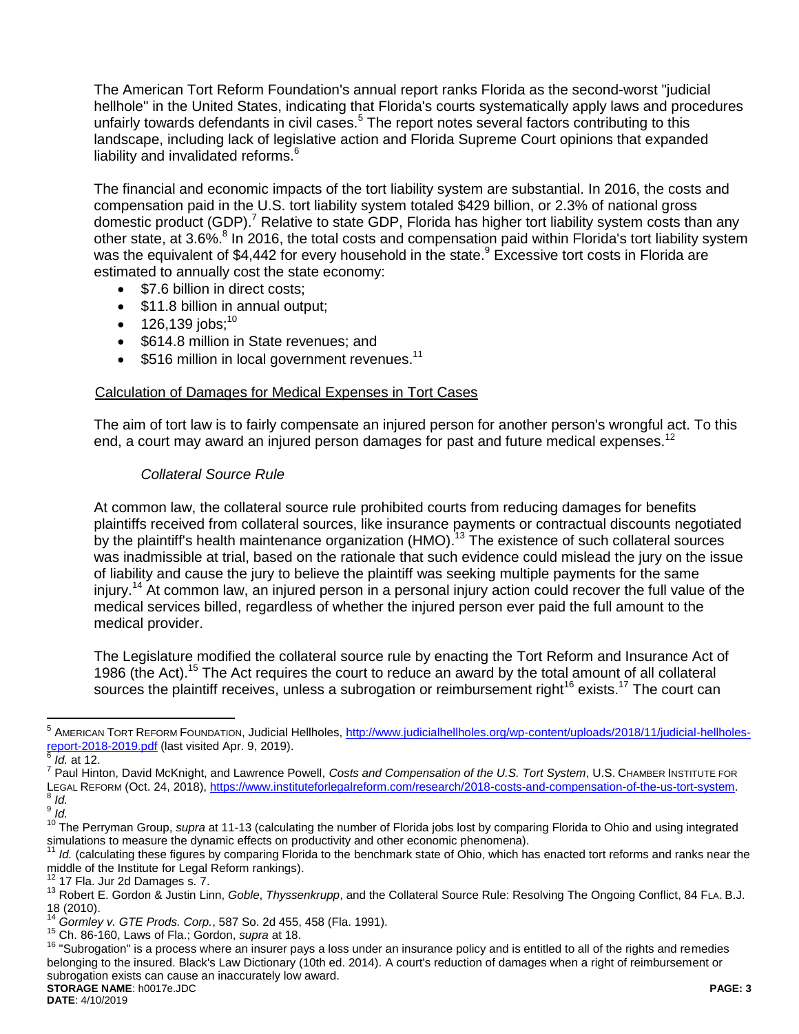The American Tort Reform Foundation's annual report ranks Florida as the second-worst "judicial hellhole" in the United States, indicating that Florida's courts systematically apply laws and procedures unfairly towards defendants in civil cases.[5] The report notes several factors contributing to this landscape, including lack of legislative action and Florida Supreme Court opinions that expanded liability and invalidated reforms.[6]

The financial and economic impacts of the tort liability system are substantial. In 2016, the costs and compensation paid in the U.S. tort liability system totaled $429 billion, or 2.3% of national gross domestic product (GDP).[7] Relative to state GDP, Florida has higher tort liability system costs than any other state, at 3.6%.[8] In 2016, the total costs and compensation paid within Florida's tort liability system was the equivalent of $4,442 for every household in the state.[9] Excessive tort costs in Florida are estimated to annually cost the state economy:

- $7.6 billion in direct costs;
- $11.8 billion in annual output;
- 126,139 jobs;[10]
- $614.8 million in State revenues; and
- $516 million in local government revenues.[11]

<u>Calculation of Damages for Medical Expenses in Tort Cases</u>

The aim of tort law is to fairly compensate an injured person for another person's wrongful act. To this end, a court may award an injured person damages for past and future medical expenses.[12]

*Collateral Source Rule*

At common law, the collateral source rule prohibited courts from reducing damages for benefits plaintiffs received from collateral sources, like insurance payments or contractual discounts negotiated by the plaintiff's health maintenance organization (HMO).[13] The existence of such collateral sources was inadmissible at trial, based on the rationale that such evidence could mislead the jury on the issue of liability and cause the jury to believe the plaintiff was seeking multiple payments for the same injury.[14] At common law, an injured person in a personal injury action could recover the full value of the medical services billed, regardless of whether the injured person ever paid the full amount to the medical provider.

The Legislature modified the collateral source rule by enacting the Tort Reform and Insurance Act of 1986 (the Act).[15] The Act requires the court to reduce an award by the total amount of all collateral sources the plaintiff receives, unless a subrogation or reimbursement right[16] exists.[17] The court can

---

[5] AMERICAN TORT REFORM FOUNDATION, Judicial Hellholes, http://www.judicialhellholes.org/wp-content/uploads/2018/11/judicial-hellholes-report-2018-2019.pdf (last visited Apr. 9, 2019).

[6] *Id.* at 12.

[7] Paul Hinton, David McKnight, and Lawrence Powell, *Costs and Compensation of the U.S. Tort System*, U.S. CHAMBER INSTITUTE FOR LEGAL REFORM (Oct. 24, 2018), https://www.instituteforlegalreform.com/research/2018-costs-and-compensation-of-the-us-tort-system.

[8] *Id.*

[9] *Id.*

[10] The Perryman Group, *supra* at 11-13 (calculating the number of Florida jobs lost by comparing Florida to Ohio and using integrated simulations to measure the dynamic effects on productivity and other economic phenomena).

[11] *Id.* (calculating these figures by comparing Florida to the benchmark state of Ohio, which has enacted tort reforms and ranks near the middle of the Institute for Legal Reform rankings).

[12] 17 Fla. Jur 2d Damages s. 7.

[13] Robert E. Gordon & Justin Linn, *Goble*, *Thyssenkrupp*, and the Collateral Source Rule: Resolving The Ongoing Conflict, 84 FLA. B.J. 18 (2010).

[14] *Gormley v. GTE Prods. Corp.*, 587 So. 2d 455, 458 (Fla. 1991).

[15] Ch. 86-160, Laws of Fla.; Gordon, *supra* at 18.

[16] "Subrogation" is a process where an insurer pays a loss under an insurance policy and is entitled to all of the rights and remedies belonging to the insured. Black's Law Dictionary (10th ed. 2014). A court's reduction of damages when a right of reimbursement or subrogation exists can cause an inaccurately low award.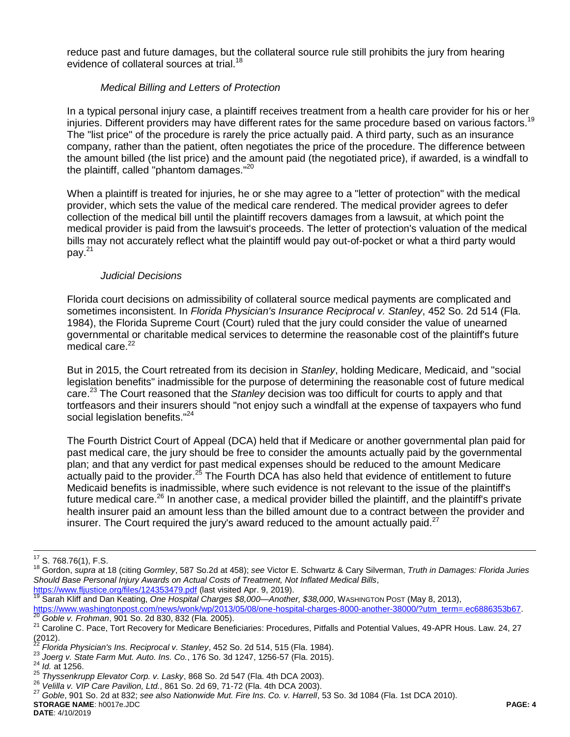reduce past and future damages, but the collateral source rule still prohibits the jury from hearing evidence of collateral sources at trial.[18]

*Medical Billing and Letters of Protection*

In a typical personal injury case, a plaintiff receives treatment from a health care provider for his or her injuries. Different providers may have different rates for the same procedure based on various factors.[19] The "list price" of the procedure is rarely the price actually paid. A third party, such as an insurance company, rather than the patient, often negotiates the price of the procedure. The difference between the amount billed (the list price) and the amount paid (the negotiated price), if awarded, is a windfall to the plaintiff, called "phantom damages."[20]

When a plaintiff is treated for injuries, he or she may agree to a "letter of protection" with the medical provider, which sets the value of the medical care rendered. The medical provider agrees to defer collection of the medical bill until the plaintiff recovers damages from a lawsuit, at which point the medical provider is paid from the lawsuit's proceeds. The letter of protection's valuation of the medical bills may not accurately reflect what the plaintiff would pay out-of-pocket or what a third party would pay.[21]

*Judicial Decisions*

Florida court decisions on admissibility of collateral source medical payments are complicated and sometimes inconsistent. In *Florida Physician's Insurance Reciprocal v. Stanley*, 452 So. 2d 514 (Fla. 1984), the Florida Supreme Court (Court) ruled that the jury could consider the value of unearned governmental or charitable medical services to determine the reasonable cost of the plaintiff's future medical care.[22]

But in 2015, the Court retreated from its decision in *Stanley*, holding Medicare, Medicaid, and "social legislation benefits" inadmissible for the purpose of determining the reasonable cost of future medical care.[23] The Court reasoned that the *Stanley* decision was too difficult for courts to apply and that tortfeasors and their insurers should "not enjoy such a windfall at the expense of taxpayers who fund social legislation benefits."[24]

The Fourth District Court of Appeal (DCA) held that if Medicare or another governmental plan paid for past medical care, the jury should be free to consider the amounts actually paid by the governmental plan; and that any verdict for past medical expenses should be reduced to the amount Medicare actually paid to the provider.[25] The Fourth DCA has also held that evidence of entitlement to future Medicaid benefits is inadmissible, where such evidence is not relevant to the issue of the plaintiff's future medical care.[26] In another case, a medical provider billed the plaintiff, and the plaintiff's private health insurer paid an amount less than the billed amount due to a contract between the provider and insurer. The Court required the jury's award reduced to the amount actually paid.[27]

---

[17] S. 768.76(1), F.S.

[18] Gordon, *supra* at 18 (citing *Gormley*, 587 So.2d at 458); *see* Victor E. Schwartz & Cary Silverman, *Truth in Damages: Florida Juries Should Base Personal Injury Awards on Actual Costs of Treatment, Not Inflated Medical Bills*, https://www.fljustice.org/files/124353479.pdf (last visited Apr. 9, 2019).

[19] Sarah Kliff and Dan Keating, *One Hospital Charges $8,000—Another, $38,000*, WASHINGTON POST (May 8, 2013), https://www.washingtonpost.com/news/wonk/wp/2013/05/08/one-hospital-charges-8000-another-38000/?utm_term=.ec6886353b67.

[20] *Goble v. Frohman*, 901 So. 2d 830, 832 (Fla. 2005).

[21] Caroline C. Pace, Tort Recovery for Medicare Beneficiaries: Procedures, Pitfalls and Potential Values, 49-APR Hous. Law. 24, 27 (2012).

[22] *Florida Physician's Ins. Reciprocal v. Stanley*, 452 So. 2d 514, 515 (Fla. 1984).

[23] *Joerg v. State Farm Mut. Auto. Ins. Co.*, 176 So. 3d 1247, 1256-57 (Fla. 2015).

[24] *Id.* at 1256.

[25] *Thyssenkrupp Elevator Corp. v. Lasky*, 868 So. 2d 547 (Fla. 4th DCA 2003).

[26] *Velilla v. VIP Care Pavilion, Ltd.*, 861 So. 2d 69, 71-72 (Fla. 4th DCA 2003).

[27] *Goble*, 901 So. 2d at 832; *see also Nationwide Mut. Fire Ins. Co. v. Harrell*, 53 So. 3d 1084 (Fla. 1st DCA 2010).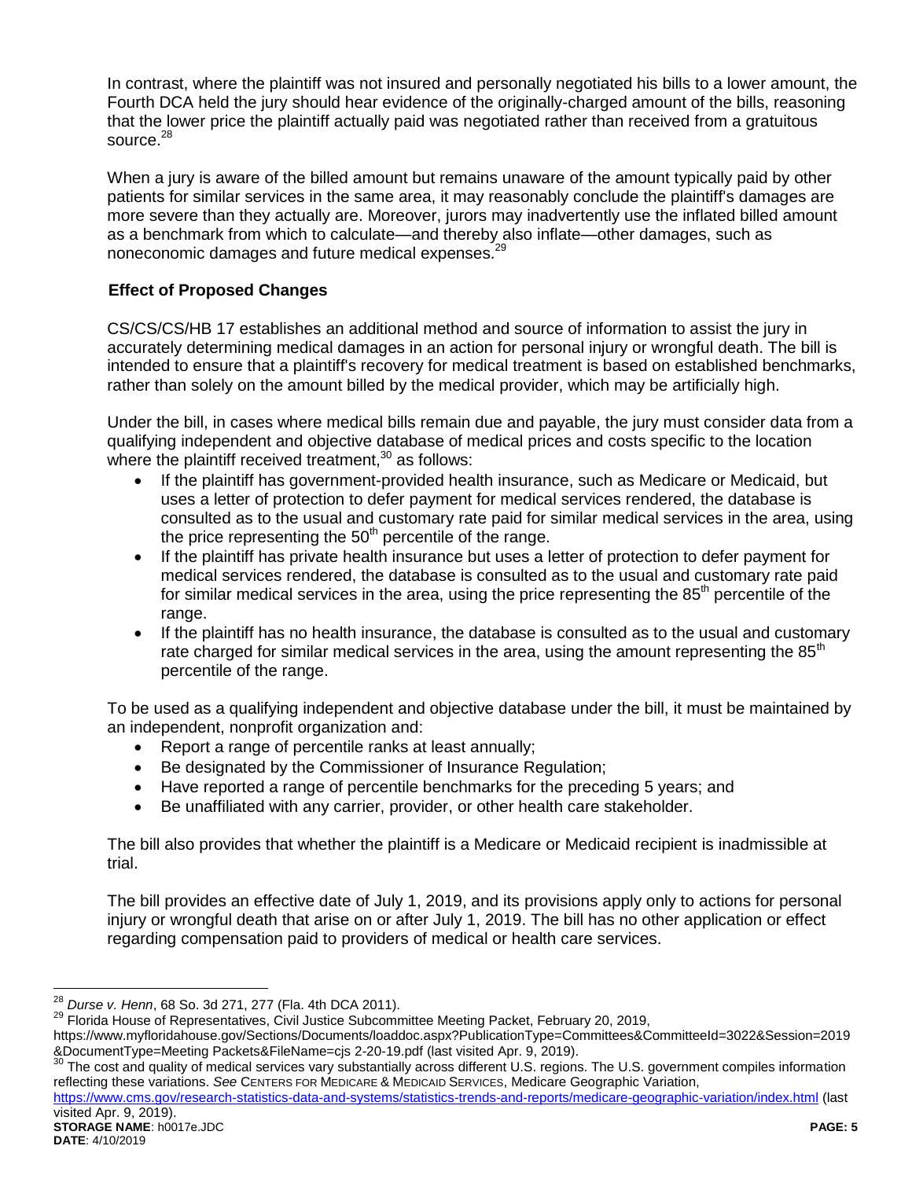In contrast, where the plaintiff was not insured and personally negotiated his bills to a lower amount, the Fourth DCA held the jury should hear evidence of the originally-charged amount of the bills, reasoning that the lower price the plaintiff actually paid was negotiated rather than received from a gratuitous source.[28]

When a jury is aware of the billed amount but remains unaware of the amount typically paid by other patients for similar services in the same area, it may reasonably conclude the plaintiff's damages are more severe than they actually are. Moreover, jurors may inadvertently use the inflated billed amount as a benchmark from which to calculate—and thereby also inflate—other damages, such as noneconomic damages and future medical expenses.[29]

**Effect of Proposed Changes**

CS/CS/CS/HB 17 establishes an additional method and source of information to assist the jury in accurately determining medical damages in an action for personal injury or wrongful death. The bill is intended to ensure that a plaintiff's recovery for medical treatment is based on established benchmarks, rather than solely on the amount billed by the medical provider, which may be artificially high.

Under the bill, in cases where medical bills remain due and payable, the jury must consider data from a qualifying independent and objective database of medical prices and costs specific to the location where the plaintiff received treatment,[30] as follows:

- If the plaintiff has government-provided health insurance, such as Medicare or Medicaid, but uses a letter of protection to defer payment for medical services rendered, the database is consulted as to the usual and customary rate paid for similar medical services in the area, using the price representing the 50th percentile of the range.
- If the plaintiff has private health insurance but uses a letter of protection to defer payment for medical services rendered, the database is consulted as to the usual and customary rate paid for similar medical services in the area, using the price representing the 85th percentile of the range.
- If the plaintiff has no health insurance, the database is consulted as to the usual and customary rate charged for similar medical services in the area, using the amount representing the 85th percentile of the range.

To be used as a qualifying independent and objective database under the bill, it must be maintained by an independent, nonprofit organization and:

- Report a range of percentile ranks at least annually;
- Be designated by the Commissioner of Insurance Regulation;
- Have reported a range of percentile benchmarks for the preceding 5 years; and
- Be unaffiliated with any carrier, provider, or other health care stakeholder.

The bill also provides that whether the plaintiff is a Medicare or Medicaid recipient is inadmissible at trial.

The bill provides an effective date of July 1, 2019, and its provisions apply only to actions for personal injury or wrongful death that arise on or after July 1, 2019. The bill has no other application or effect regarding compensation paid to providers of medical or health care services.

---

[28] *Durse v. Henn*, 68 So. 3d 271, 277 (Fla. 4th DCA 2011).

[29] Florida House of Representatives, Civil Justice Subcommittee Meeting Packet, February 20, 2019, https://www.myfloridahouse.gov/Sections/Documents/loaddoc.aspx?PublicationType=Committees&CommitteeId=3022&Session=2019&DocumentType=Meeting Packets&FileName=cjs 2-20-19.pdf (last visited Apr. 9, 2019).

[30] The cost and quality of medical services vary substantially across different U.S. regions. The U.S. government compiles information reflecting these variations. *See* CENTERS FOR MEDICARE & MEDICAID SERVICES, Medicare Geographic Variation, https://www.cms.gov/research-statistics-data-and-systems/statistics-trends-and-reports/medicare-geographic-variation/index.html (last visited Apr. 9, 2019).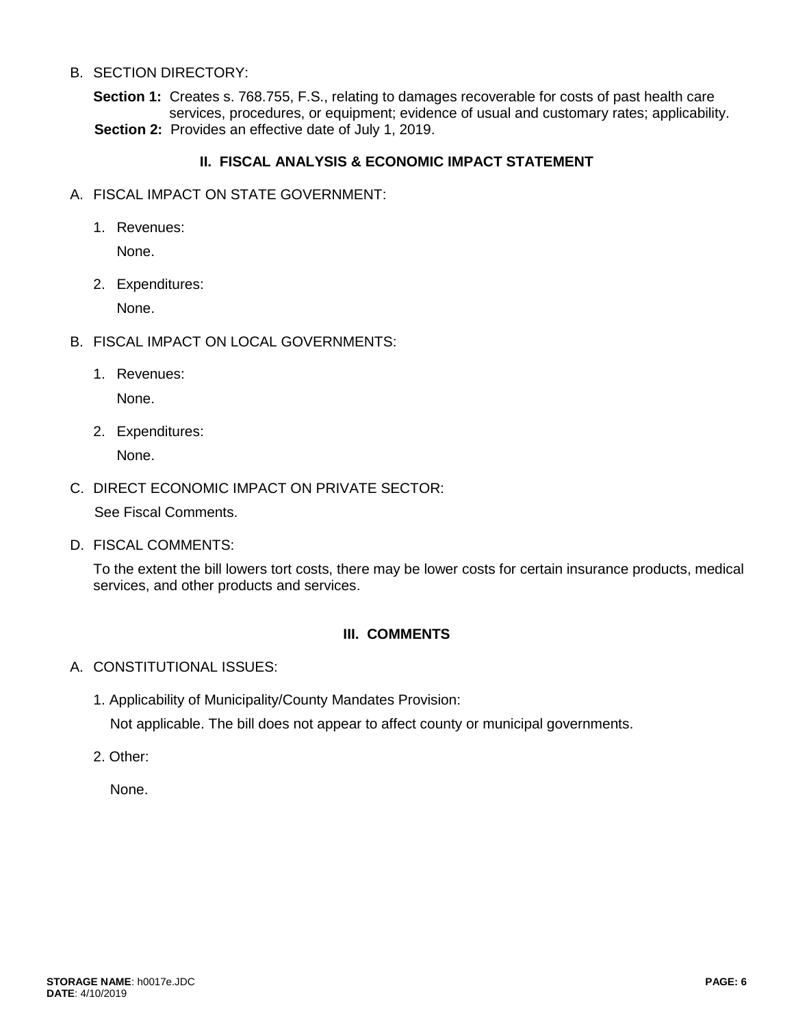B. SECTION DIRECTORY:

**Section 1:** Creates s. 768.755, F.S., relating to damages recoverable for costs of past health care services, procedures, or equipment; evidence of usual and customary rates; applicability.

**Section 2:** Provides an effective date of July 1, 2019.

## II. FISCAL ANALYSIS & ECONOMIC IMPACT STATEMENT

A. FISCAL IMPACT ON STATE GOVERNMENT:

1. Revenues:

   None.

2. Expenditures:

   None.

B. FISCAL IMPACT ON LOCAL GOVERNMENTS:

1. Revenues:

   None.

2. Expenditures:

   None.

C. DIRECT ECONOMIC IMPACT ON PRIVATE SECTOR:

See Fiscal Comments.

D. FISCAL COMMENTS:

To the extent the bill lowers tort costs, there may be lower costs for certain insurance products, medical services, and other products and services.

## III. COMMENTS

A. CONSTITUTIONAL ISSUES:

1. Applicability of Municipality/County Mandates Provision:

   Not applicable. The bill does not appear to affect county or municipal governments.

2. Other:

   None.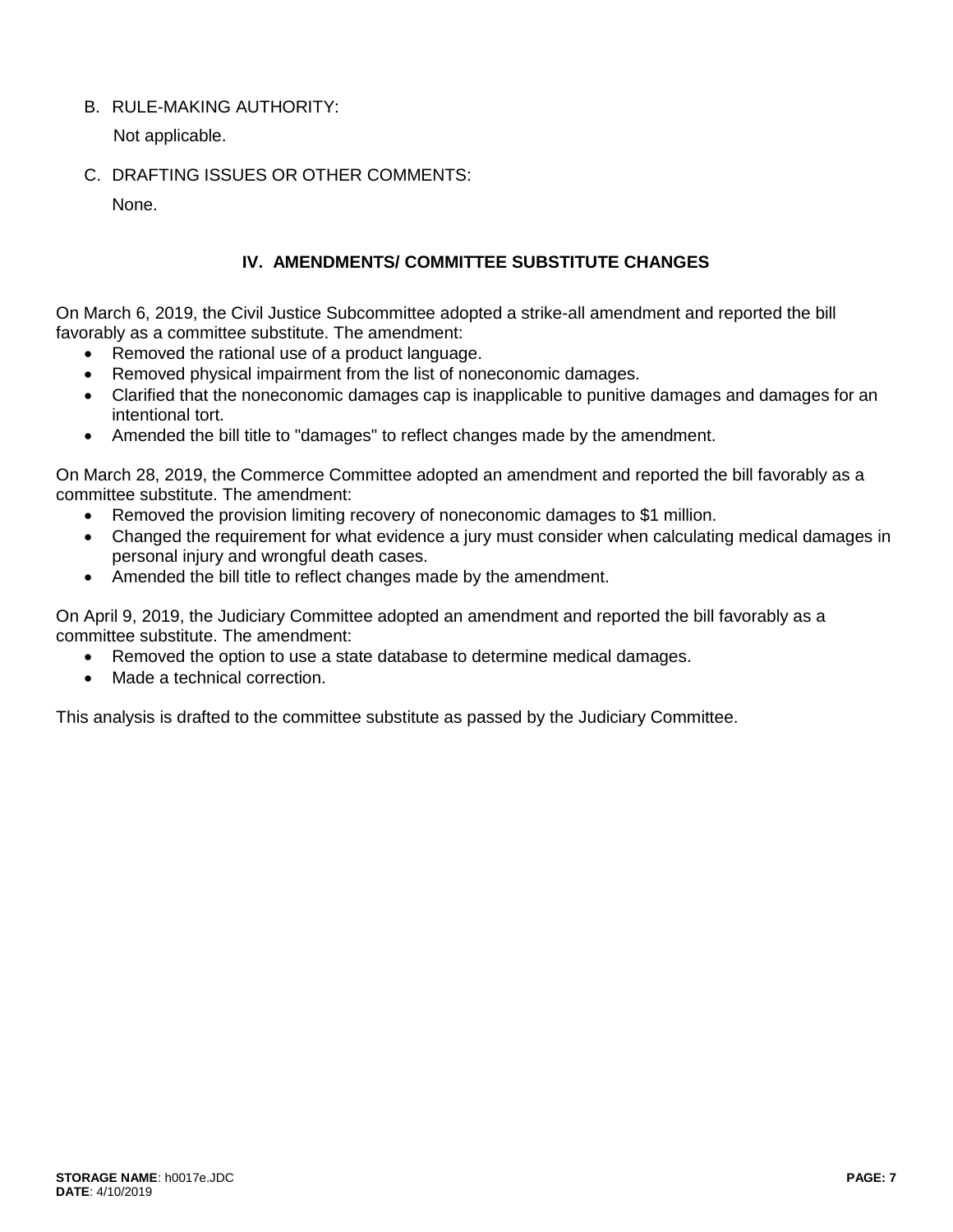B. RULE-MAKING AUTHORITY:

Not applicable.

C. DRAFTING ISSUES OR OTHER COMMENTS:

None.

## IV. AMENDMENTS/ COMMITTEE SUBSTITUTE CHANGES

On March 6, 2019, the Civil Justice Subcommittee adopted a strike-all amendment and reported the bill favorably as a committee substitute. The amendment:

- Removed the rational use of a product language.
- Removed physical impairment from the list of noneconomic damages.
- Clarified that the noneconomic damages cap is inapplicable to punitive damages and damages for an intentional tort.
- Amended the bill title to "damages" to reflect changes made by the amendment.

On March 28, 2019, the Commerce Committee adopted an amendment and reported the bill favorably as a committee substitute. The amendment:

- Removed the provision limiting recovery of noneconomic damages to $1 million.
- Changed the requirement for what evidence a jury must consider when calculating medical damages in personal injury and wrongful death cases.
- Amended the bill title to reflect changes made by the amendment.

On April 9, 2019, the Judiciary Committee adopted an amendment and reported the bill favorably as a committee substitute. The amendment:

- Removed the option to use a state database to determine medical damages.
- Made a technical correction.

This analysis is drafted to the committee substitute as passed by the Judiciary Committee.